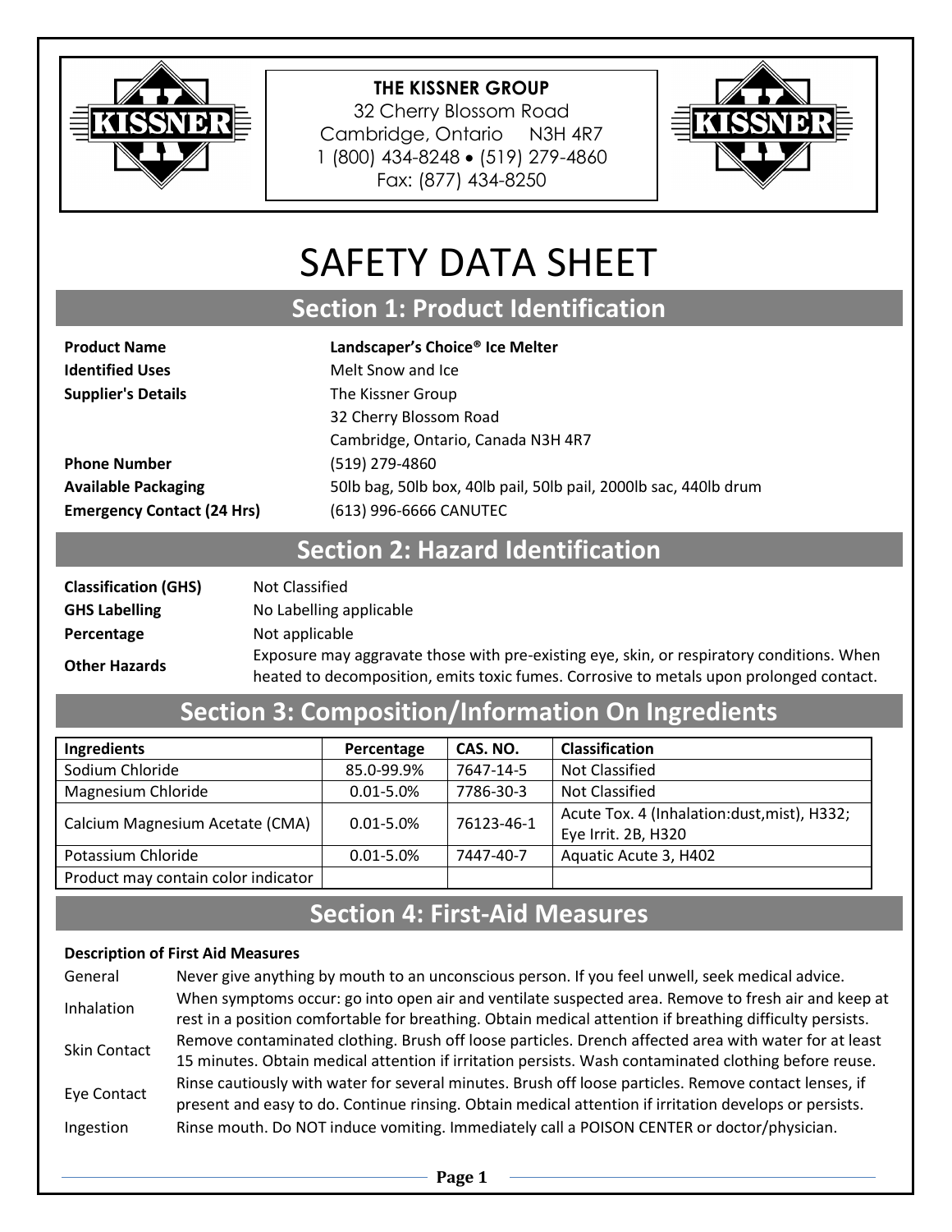**THE KISSNER GROUP**
32 Cherry Blossom Road
Cambridge, Ontario N3H 4R7
1 (800) 434-8248 • (519) 279-4860
Fax: (877) 434-8250

# SAFETY DATA SHEET

## Section 1: Product Identification

| | |
|---|---|
| **Product Name** | **Landscaper's Choice® Ice Melter** |
| **Identified Uses** | Melt Snow and Ice |
| **Supplier's Details** | The Kissner Group<br>32 Cherry Blossom Road<br>Cambridge, Ontario, Canada N3H 4R7 |
| **Phone Number** | (519) 279-4860 |
| **Available Packaging** | 50lb bag, 50lb box, 40lb pail, 50lb pail, 2000lb sac, 440lb drum |
| **Emergency Contact (24 Hrs)** | (613) 996-6666 CANUTEC |

## Section 2: Hazard Identification

| | |
|---|---|
| **Classification (GHS)** | Not Classified |
| **GHS Labelling** | No Labelling applicable |
| **Percentage** | Not applicable |
| **Other Hazards** | Exposure may aggravate those with pre-existing eye, skin, or respiratory conditions. When heated to decomposition, emits toxic fumes. Corrosive to metals upon prolonged contact. |

## Section 3: Composition/Information On Ingredients

| Ingredients | Percentage | CAS. NO. | Classification |
|---|---|---|---|
| Sodium Chloride | 85.0-99.9% | 7647-14-5 | Not Classified |
| Magnesium Chloride | 0.01-5.0% | 7786-30-3 | Not Classified |
| Calcium Magnesium Acetate (CMA) | 0.01-5.0% | 76123-46-1 | Acute Tox. 4 (Inhalation:dust,mist), H332; Eye Irrit. 2B, H320 |
| Potassium Chloride | 0.01-5.0% | 7447-40-7 | Aquatic Acute 3, H402 |
| Product may contain color indicator | | | |

## Section 4: First-Aid Measures

**Description of First Aid Measures**

| | |
|---|---|
| General | Never give anything by mouth to an unconscious person. If you feel unwell, seek medical advice. |
| Inhalation | When symptoms occur: go into open air and ventilate suspected area. Remove to fresh air and keep at rest in a position comfortable for breathing. Obtain medical attention if breathing difficulty persists. |
| Skin Contact | Remove contaminated clothing. Brush off loose particles. Drench affected area with water for at least 15 minutes. Obtain medical attention if irritation persists. Wash contaminated clothing before reuse. |
| Eye Contact | Rinse cautiously with water for several minutes. Brush off loose particles. Remove contact lenses, if present and easy to do. Continue rinsing. Obtain medical attention if irritation develops or persists. |
| Ingestion | Rinse mouth. Do NOT induce vomiting. Immediately call a POISON CENTER or doctor/physician. |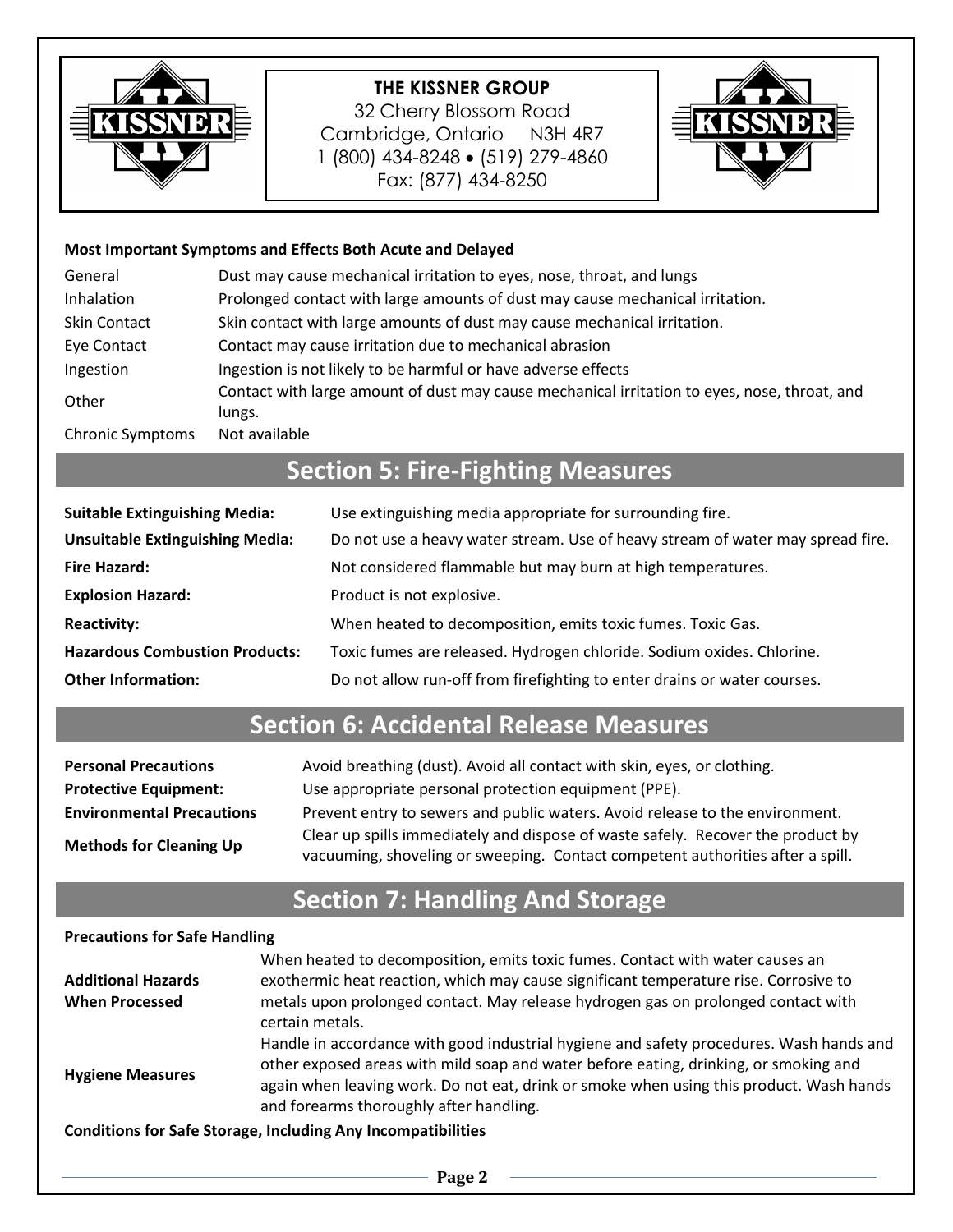**THE KISSNER GROUP**
32 Cherry Blossom Road
Cambridge, Ontario N3H 4R7
1 (800) 434-8248 • (519) 279-4860
Fax: (877) 434-8250

**Most Important Symptoms and Effects Both Acute and Delayed**

| | |
|---|---|
| General | Dust may cause mechanical irritation to eyes, nose, throat, and lungs |
| Inhalation | Prolonged contact with large amounts of dust may cause mechanical irritation. |
| Skin Contact | Skin contact with large amounts of dust may cause mechanical irritation. |
| Eye Contact | Contact may cause irritation due to mechanical abrasion |
| Ingestion | Ingestion is not likely to be harmful or have adverse effects |
| Other | Contact with large amount of dust may cause mechanical irritation to eyes, nose, throat, and lungs. |
| Chronic Symptoms | Not available |

## Section 5: Fire-Fighting Measures

| | |
|---|---|
| **Suitable Extinguishing Media:** | Use extinguishing media appropriate for surrounding fire. |
| **Unsuitable Extinguishing Media:** | Do not use a heavy water stream. Use of heavy stream of water may spread fire. |
| **Fire Hazard:** | Not considered flammable but may burn at high temperatures. |
| **Explosion Hazard:** | Product is not explosive. |
| **Reactivity:** | When heated to decomposition, emits toxic fumes. Toxic Gas. |
| **Hazardous Combustion Products:** | Toxic fumes are released. Hydrogen chloride. Sodium oxides. Chlorine. |
| **Other Information:** | Do not allow run-off from firefighting to enter drains or water courses. |

## Section 6: Accidental Release Measures

| | |
|---|---|
| **Personal Precautions** | Avoid breathing (dust). Avoid all contact with skin, eyes, or clothing. |
| **Protective Equipment:** | Use appropriate personal protection equipment (PPE). |
| **Environmental Precautions** | Prevent entry to sewers and public waters. Avoid release to the environment. |
| **Methods for Cleaning Up** | Clear up spills immediately and dispose of waste safely. Recover the product by vacuuming, shoveling or sweeping. Contact competent authorities after a spill. |

## Section 7: Handling And Storage

**Precautions for Safe Handling**

| | |
|---|---|
| **Additional Hazards When Processed** | When heated to decomposition, emits toxic fumes. Contact with water causes an exothermic heat reaction, which may cause significant temperature rise. Corrosive to metals upon prolonged contact. May release hydrogen gas on prolonged contact with certain metals. |
| **Hygiene Measures** | Handle in accordance with good industrial hygiene and safety procedures. Wash hands and other exposed areas with mild soap and water before eating, drinking, or smoking and again when leaving work. Do not eat, drink or smoke when using this product. Wash hands and forearms thoroughly after handling. |

**Conditions for Safe Storage, Including Any Incompatibilities**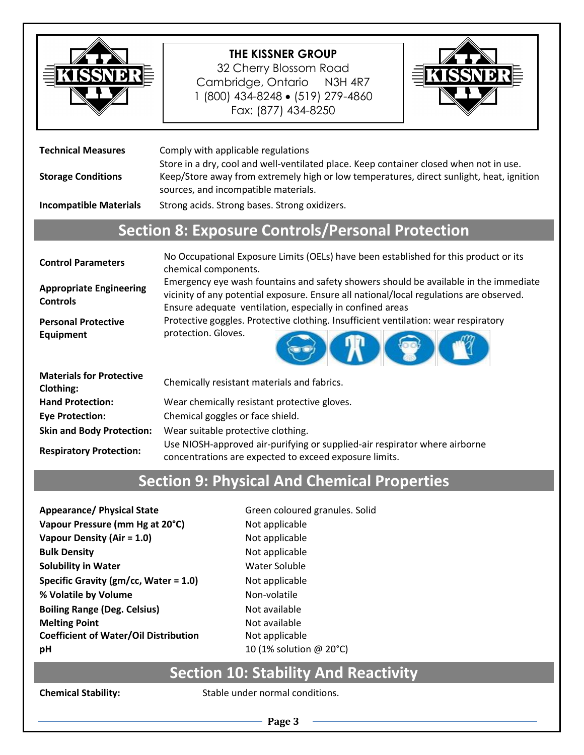| | |
|---|---|
| **Technical Measures** | Comply with applicable regulations |
| **Storage Conditions** | Store in a dry, cool and well-ventilated place. Keep container closed when not in use. Keep/Store away from extremely high or low temperatures, direct sunlight, heat, ignition sources, and incompatible materials. |
| **Incompatible Materials** | Strong acids. Strong bases. Strong oxidizers. |

## Section 8: Exposure Controls/Personal Protection

| | |
|---|---|
| **Control Parameters** | No Occupational Exposure Limits (OELs) have been established for this product or its chemical components. |
| **Appropriate Engineering Controls** | Emergency eye wash fountains and safety showers should be available in the immediate vicinity of any potential exposure. Ensure all national/local regulations are observed. Ensure adequate ventilation, especially in confined areas |
| **Personal Protective Equipment** | Protective goggles. Protective clothing. Insufficient ventilation: wear respiratory protection. Gloves. |
| **Materials for Protective Clothing:** | Chemically resistant materials and fabrics. |
| **Hand Protection:** | Wear chemically resistant protective gloves. |
| **Eye Protection:** | Chemical goggles or face shield. |
| **Skin and Body Protection:** | Wear suitable protective clothing. |
| **Respiratory Protection:** | Use NIOSH-approved air-purifying or supplied-air respirator where airborne concentrations are expected to exceed exposure limits. |

## Section 9: Physical And Chemical Properties

| | |
|---|---|
| **Appearance/ Physical State** | Green coloured granules. Solid |
| **Vapour Pressure (mm Hg at 20°C)** | Not applicable |
| **Vapour Density (Air = 1.0)** | Not applicable |
| **Bulk Density** | Not applicable |
| **Solubility in Water** | Water Soluble |
| **Specific Gravity (gm/cc, Water = 1.0)** | Not applicable |
| **% Volatile by Volume** | Non-volatile |
| **Boiling Range (Deg. Celsius)** | Not available |
| **Melting Point** | Not available |
| **Coefficient of Water/Oil Distribution** | Not applicable |
| **pH** | 10 (1% solution @ 20°C) |

## Section 10: Stability And Reactivity

| | |
|---|---|
| **Chemical Stability:** | Stable under normal conditions. |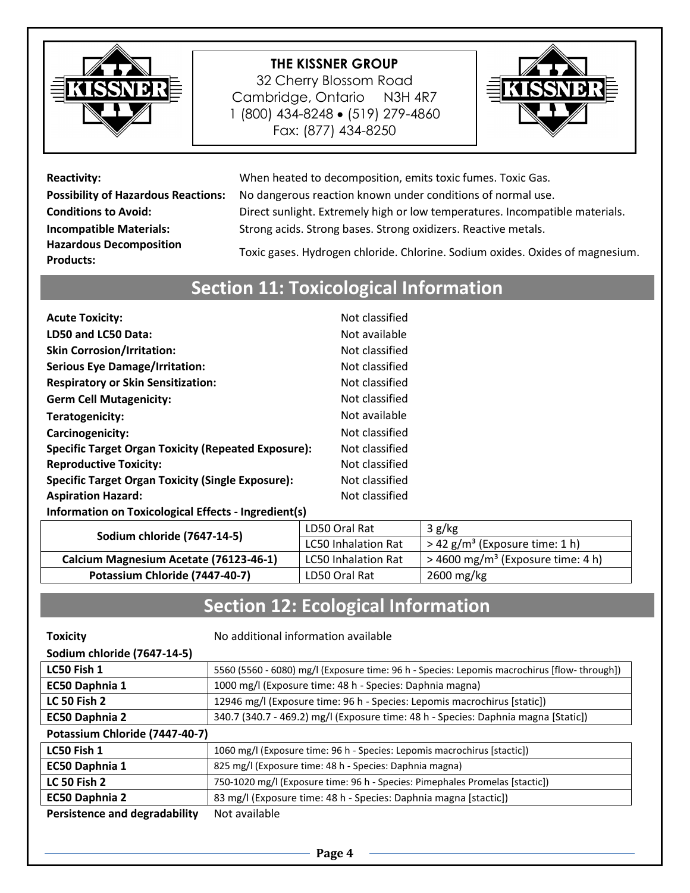| | |
|---|---|
| **Reactivity:** | When heated to decomposition, emits toxic fumes. Toxic Gas. |
| **Possibility of Hazardous Reactions:** | No dangerous reaction known under conditions of normal use. |
| **Conditions to Avoid:** | Direct sunlight. Extremely high or low temperatures. Incompatible materials. |
| **Incompatible Materials:** | Strong acids. Strong bases. Strong oxidizers. Reactive metals. |
| **Hazardous Decomposition Products:** | Toxic gases. Hydrogen chloride. Chlorine. Sodium oxides. Oxides of magnesium. |

## Section 11: Toxicological Information

| | |
|---|---|
| **Acute Toxicity:** | Not classified |
| **LD50 and LC50 Data:** | Not available |
| **Skin Corrosion/Irritation:** | Not classified |
| **Serious Eye Damage/Irritation:** | Not classified |
| **Respiratory or Skin Sensitization:** | Not classified |
| **Germ Cell Mutagenicity:** | Not classified |
| **Teratogenicity:** | Not available |
| **Carcinogenicity:** | Not classified |
| **Specific Target Organ Toxicity (Repeated Exposure):** | Not classified |
| **Reproductive Toxicity:** | Not classified |
| **Specific Target Organ Toxicity (Single Exposure):** | Not classified |
| **Aspiration Hazard:** | Not classified |

**Information on Toxicological Effects - Ingredient(s)**

| Ingredient | Test | Value |
|---|---|---|
| **Sodium chloride (7647-14-5)** | LD50 Oral Rat | 3 g/kg |
| | LC50 Inhalation Rat | > 42 g/m³ (Exposure time: 1 h) |
| **Calcium Magnesium Acetate (76123-46-1)** | LC50 Inhalation Rat | > 4600 mg/m³ (Exposure time: 4 h) |
| **Potassium Chloride (7447-40-7)** | LD50 Oral Rat | 2600 mg/kg |

## Section 12: Ecological Information

**Toxicity** No additional information available

**Sodium chloride (7647-14-5)**

| | |
|---|---|
| **LC50 Fish 1** | 5560 (5560 - 6080) mg/l (Exposure time: 96 h - Species: Lepomis macrochirus [flow- through]) |
| **EC50 Daphnia 1** | 1000 mg/l (Exposure time: 48 h - Species: Daphnia magna) |
| **LC 50 Fish 2** | 12946 mg/l (Exposure time: 96 h - Species: Lepomis macrochirus [static]) |
| **EC50 Daphnia 2** | 340.7 (340.7 - 469.2) mg/l (Exposure time: 48 h - Species: Daphnia magna [Static]) |

**Potassium Chloride (7447-40-7)**

| | |
|---|---|
| **LC50 Fish 1** | 1060 mg/l (Exposure time: 96 h - Species: Lepomis macrochirus [stactic]) |
| **EC50 Daphnia 1** | 825 mg/l (Exposure time: 48 h - Species: Daphnia magna) |
| **LC 50 Fish 2** | 750-1020 mg/l (Exposure time: 96 h - Species: Pimephales Promelas [stactic]) |
| **EC50 Daphnia 2** | 83 mg/l (Exposure time: 48 h - Species: Daphnia magna [stactic]) |

**Persistence and degradability** Not available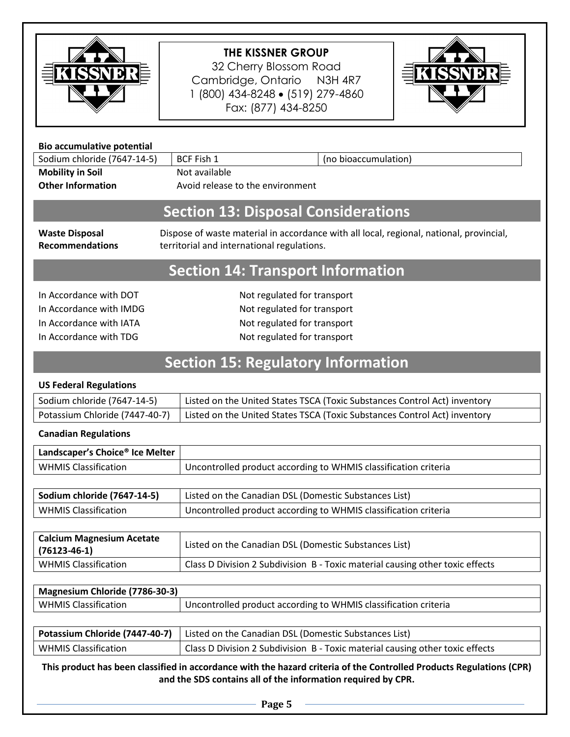**Bio accumulative potential**

| | | |
|---|---|---|
| Sodium chloride (7647-14-5) | BCF Fish 1 | (no bioaccumulation) |

**Mobility in Soil** Not available

**Other Information** Avoid release to the environment

## Section 13: Disposal Considerations

**Waste Disposal Recommendations** Dispose of waste material in accordance with all local, regional, national, provincial, territorial and international regulations.

## Section 14: Transport Information

| | |
|---|---|
| In Accordance with DOT | Not regulated for transport |
| In Accordance with IMDG | Not regulated for transport |
| In Accordance with IATA | Not regulated for transport |
| In Accordance with TDG | Not regulated for transport |

## Section 15: Regulatory Information

**US Federal Regulations**

| | |
|---|---|
| Sodium chloride (7647-14-5) | Listed on the United States TSCA (Toxic Substances Control Act) inventory |
| Potassium Chloride (7447-40-7) | Listed on the United States TSCA (Toxic Substances Control Act) inventory |

**Canadian Regulations**

| **Landscaper's Choice® Ice Melter** | |
|---|---|
| WHMIS Classification | Uncontrolled product according to WHMIS classification criteria |

| **Sodium chloride (7647-14-5)** | Listed on the Canadian DSL (Domestic Substances List) |
|---|---|
| WHMIS Classification | Uncontrolled product according to WHMIS classification criteria |

| **Calcium Magnesium Acetate (76123-46-1)** | Listed on the Canadian DSL (Domestic Substances List) |
|---|---|
| WHMIS Classification | Class D Division 2 Subdivision B - Toxic material causing other toxic effects |

| **Magnesium Chloride (7786-30-3)** | |
|---|---|
| WHMIS Classification | Uncontrolled product according to WHMIS classification criteria |

| **Potassium Chloride (7447-40-7)** | Listed on the Canadian DSL (Domestic Substances List) |
|---|---|
| WHMIS Classification | Class D Division 2 Subdivision B - Toxic material causing other toxic effects |

**This product has been classified in accordance with the hazard criteria of the Controlled Products Regulations (CPR) and the SDS contains all of the information required by CPR.**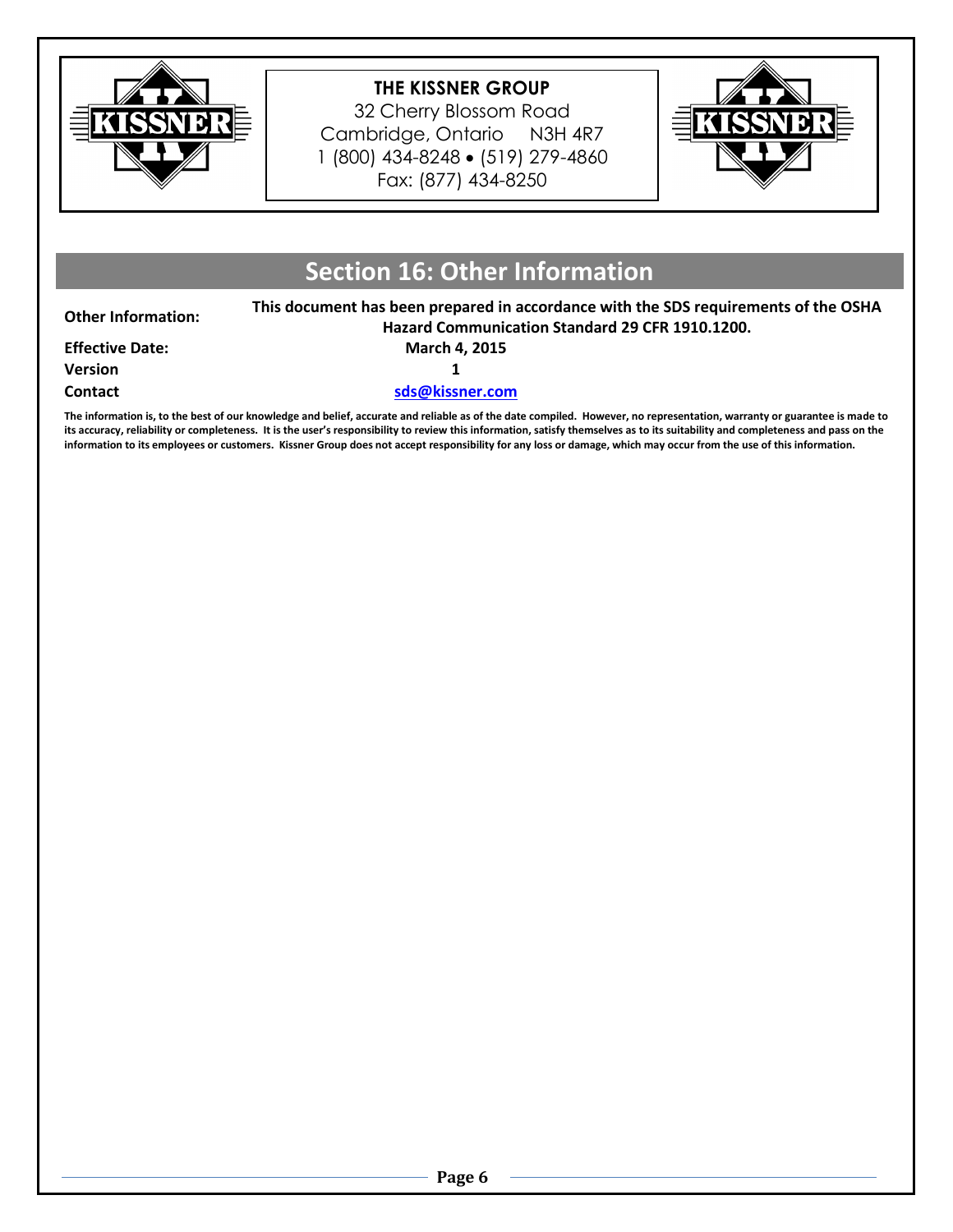**THE KISSNER GROUP**
32 Cherry Blossom Road
Cambridge, Ontario N3H 4R7
1 (800) 434-8248 • (519) 279-4860
Fax: (877) 434-8250

## Section 16: Other Information

| | |
|---|---|
| **Other Information:** | **This document has been prepared in accordance with the SDS requirements of the OSHA Hazard Communication Standard 29 CFR 1910.1200.** |
| **Effective Date:** | **March 4, 2015** |
| **Version** | **1** |
| **Contact** | **sds@kissner.com** |

**The information is, to the best of our knowledge and belief, accurate and reliable as of the date compiled. However, no representation, warranty or guarantee is made to its accuracy, reliability or completeness. It is the user's responsibility to review this information, satisfy themselves as to its suitability and completeness and pass on the information to its employees or customers. Kissner Group does not accept responsibility for any loss or damage, which may occur from the use of this information.**